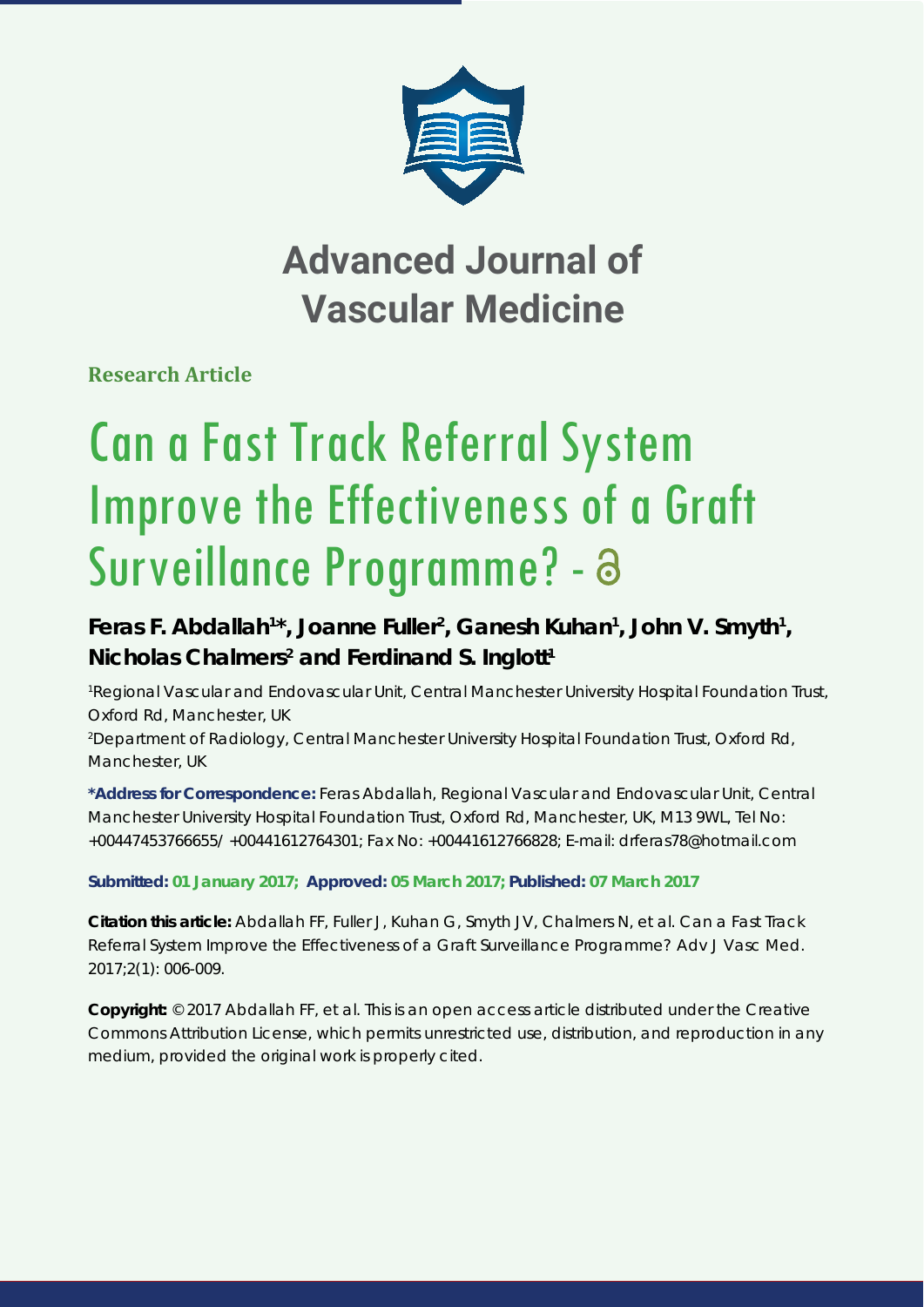# Advanced Journal of Vascular Medicine

**Research Article**

# Can a Fast Track Referral System Improve the Effectiveness of a Graft Surveillance Programme? -

**Feras F. Abdallah[1]*, Joanne Fuller[2], Ganesh Kuhan[1], John V. Smyth[1], Nicholas Chalmers[2] and Ferdinand S. Inglott[1]**

[1]Regional Vascular and Endovascular Unit, Central Manchester University Hospital Foundation Trust, Oxford Rd, Manchester, UK

[2]Department of Radiology, Central Manchester University Hospital Foundation Trust, Oxford Rd, Manchester, UK

**\*Address for Correspondence:** Feras Abdallah, Regional Vascular and Endovascular Unit, Central Manchester University Hospital Foundation Trust, Oxford Rd, Manchester, UK, M13 9WL, Tel No: +00447453766655/ +00441612764301; Fax No: +00441612766828; E-mail: drferas78@hotmail.com

**Submitted: 01 January 2017; Approved: 05 March 2017; Published: 07 March 2017**

**Citation this article:** Abdallah FF, Fuller J, Kuhan G, Smyth JV, Chalmers N, et al. Can a Fast Track Referral System Improve the Effectiveness of a Graft Surveillance Programme? Adv J Vasc Med. 2017;2(1): 006-009.

**Copyright:** © 2017 Abdallah FF, et al. This is an open access article distributed under the Creative Commons Attribution License, which permits unrestricted use, distribution, and reproduction in any medium, provided the original work is properly cited.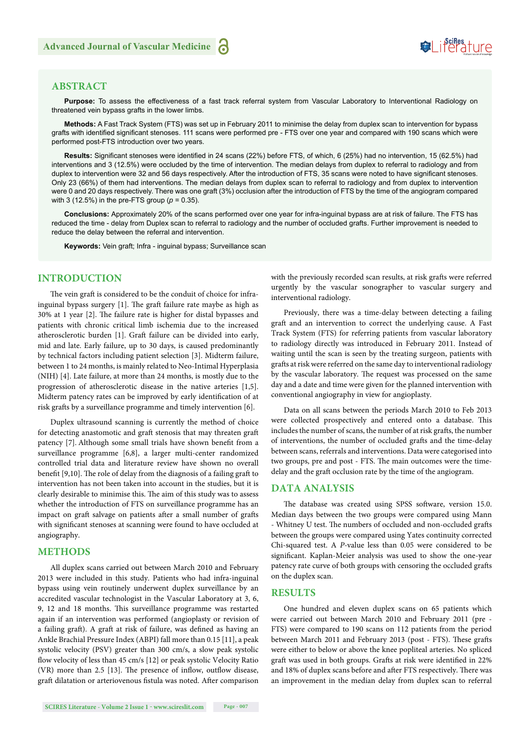## ABSTRACT

**Purpose:** To assess the effectiveness of a fast track referral system from Vascular Laboratory to Interventional Radiology on threatened vein bypass grafts in the lower limbs.

**Methods:** A Fast Track System (FTS) was set up in February 2011 to minimise the delay from duplex scan to intervention for bypass grafts with identified significant stenoses. 111 scans were performed pre - FTS over one year and compared with 190 scans which were performed post-FTS introduction over two years.

**Results:** Significant stenoses were identified in 24 scans (22%) before FTS, of which, 6 (25%) had no intervention, 15 (62.5%) had interventions and 3 (12.5%) were occluded by the time of intervention. The median delays from duplex to referral to radiology and from duplex to intervention were 32 and 56 days respectively. After the introduction of FTS, 35 scans were noted to have significant stenoses. Only 23 (66%) of them had interventions. The median delays from duplex scan to referral to radiology and from duplex to intervention were 0 and 20 days respectively. There was one graft (3%) occlusion after the introduction of FTS by the time of the angiogram compared with 3 (12.5%) in the pre-FTS group ($p = 0.35$).

**Conclusions:** Approximately 20% of the scans performed over one year for infra-inguinal bypass are at risk of failure. The FTS has reduced the time - delay from Duplex scan to referral to radiology and the number of occluded grafts. Further improvement is needed to reduce the delay between the referral and intervention.

**Keywords:** Vein graft; Infra - inguinal bypass; Surveillance scan

## INTRODUCTION

The vein graft is considered to be the conduit of choice for infra-inguinal bypass surgery [1]. The graft failure rate maybe as high as 30% at 1 year [2]. The failure rate is higher for distal bypasses and patients with chronic critical limb ischemia due to the increased atherosclerotic burden [1]. Graft failure can be divided into early, mid and late. Early failure, up to 30 days, is caused predominantly by technical factors including patient selection [3]. Midterm failure, between 1 to 24 months, is mainly related to Neo-Intimal Hyperplasia (NIH) [4]. Late failure, at more than 24 months, is mostly due to the progression of atherosclerotic disease in the native arteries [1,5]. Midterm patency rates can be improved by early identification of at risk grafts by a surveillance programme and timely intervention [6].

Duplex ultrasound scanning is currently the method of choice for detecting anastomotic and graft stenosis that may threaten graft patency [7]. Although some small trials have shown benefit from a surveillance programme [6,8], a larger multi-center randomized controlled trial data and literature review have shown no overall benefit [9,10]. The role of delay from the diagnosis of a failing graft to intervention has not been taken into account in the studies, but it is clearly desirable to minimise this. The aim of this study was to assess whether the introduction of FTS on surveillance programme has an impact on graft salvage on patients after a small number of grafts with significant stenoses at scanning were found to have occluded at angiography.

## METHODS

All duplex scans carried out between March 2010 and February 2013 were included in this study. Patients who had infra-inguinal bypass using vein routinely underwent duplex surveillance by an accredited vascular technologist in the Vascular Laboratory at 3, 6, 9, 12 and 18 months. This surveillance programme was restarted again if an intervention was performed (angioplasty or revision of a failing graft). A graft at risk of failure, was defined as having an Ankle Brachial Pressure Index (ABPI) fall more than 0.15 [11], a peak systolic velocity (PSV) greater than 300 cm/s, a slow peak systolic flow velocity of less than 45 cm/s [12] or peak systolic Velocity Ratio (VR) more than 2.5 [13]. The presence of inflow, outflow disease, graft dilatation or arteriovenous fistula was noted. After comparison with the previously recorded scan results, at risk grafts were referred urgently by the vascular sonographer to vascular surgery and interventional radiology.

Previously, there was a time-delay between detecting a failing graft and an intervention to correct the underlying cause. A Fast Track System (FTS) for referring patients from vascular laboratory to radiology directly was introduced in February 2011. Instead of waiting until the scan is seen by the treating surgeon, patients with grafts at risk were referred on the same day to interventional radiology by the vascular laboratory. The request was processed on the same day and a date and time were given for the planned intervention with conventional angiography in view for angioplasty.

Data on all scans between the periods March 2010 to Feb 2013 were collected prospectively and entered onto a database. This includes the number of scans, the number of at risk grafts, the number of interventions, the number of occluded grafts and the time-delay between scans, referrals and interventions. Data were categorised into two groups, pre and post - FTS. The main outcomes were the time-delay and the graft occlusion rate by the time of the angiogram.

## DATA ANALYSIS

The database was created using SPSS software, version 15.0. Median days between the two groups were compared using Mann - Whitney U test. The numbers of occluded and non-occluded grafts between the groups were compared using Yates continuity corrected Chi-squared test. A *P*-value less than 0.05 were considered to be significant. Kaplan-Meier analysis was used to show the one-year patency rate curve of both groups with censoring the occluded grafts on the duplex scan.

## RESULTS

One hundred and eleven duplex scans on 65 patients which were carried out between March 2010 and February 2011 (pre - FTS) were compared to 190 scans on 112 patients from the period between March 2011 and February 2013 (post - FTS). These grafts were either to below or above the knee popliteal arteries. No spliced graft was used in both groups. Grafts at risk were identified in 22% and 18% of duplex scans before and after FTS respectively. There was an improvement in the median delay from duplex scan to referral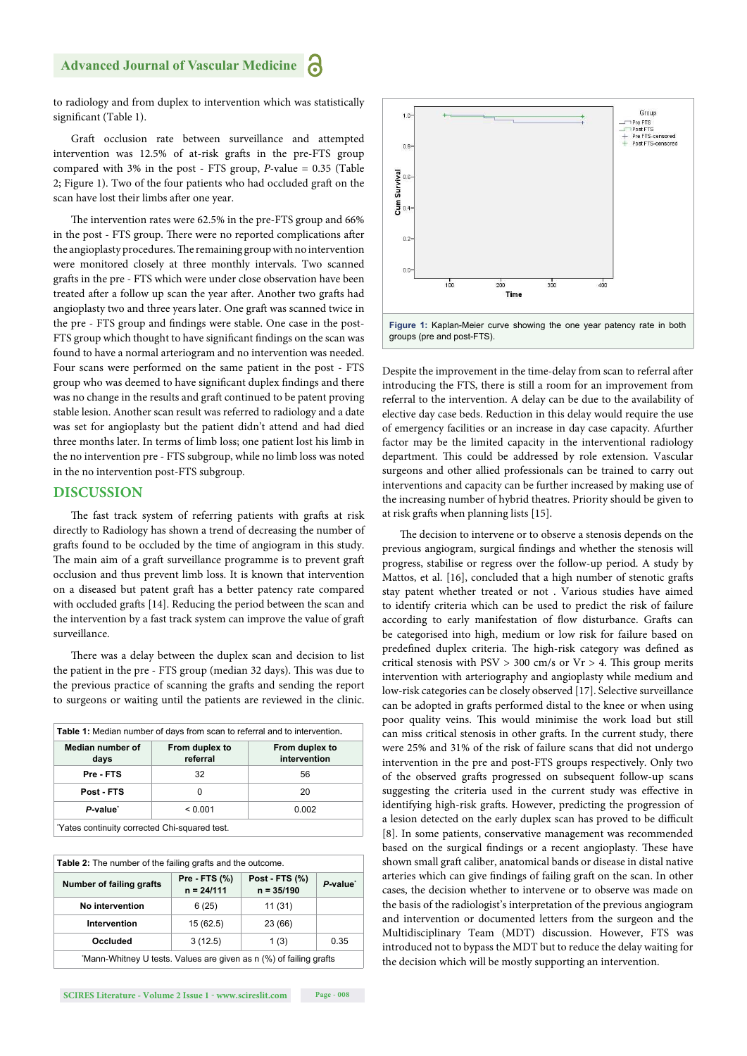to radiology and from duplex to intervention which was statistically significant (Table 1).

Graft occlusion rate between surveillance and attempted intervention was 12.5% of at-risk grafts in the pre-FTS group compared with 3% in the post - FTS group, *P*-value = 0.35 (Table 2; Figure 1). Two of the four patients who had occluded graft on the scan have lost their limbs after one year.

The intervention rates were 62.5% in the pre-FTS group and 66% in the post - FTS group. There were no reported complications after the angioplasty procedures. The remaining group with no intervention were monitored closely at three monthly intervals. Two scanned grafts in the pre - FTS which were under close observation have been treated after a follow up scan the year after. Another two grafts had angioplasty two and three years later. One graft was scanned twice in the pre - FTS group and findings were stable. One case in the post-FTS group which thought to have significant findings on the scan was found to have a normal arteriogram and no intervention was needed. Four scans were performed on the same patient in the post - FTS group who was deemed to have significant duplex findings and there was no change in the results and graft continued to be patent proving stable lesion. Another scan result was referred to radiology and a date was set for angioplasty but the patient didn't attend and had died three months later. In terms of limb loss; one patient lost his limb in the no intervention pre - FTS subgroup, while no limb loss was noted in the no intervention post-FTS subgroup.

## DISCUSSION

The fast track system of referring patients with grafts at risk directly to Radiology has shown a trend of decreasing the number of grafts found to be occluded by the time of angiogram in this study. The main aim of a graft surveillance programme is to prevent graft occlusion and thus prevent limb loss. It is known that intervention on a diseased but patent graft has a better patency rate compared with occluded grafts [14]. Reducing the period between the scan and the intervention by a fast track system can improve the value of graft surveillance.

There was a delay between the duplex scan and decision to list the patient in the pre - FTS group (median 32 days). This was due to the previous practice of scanning the grafts and sending the report to surgeons or waiting until the patients are reviewed in the clinic.

**Table 1:** Median number of days from scan to referral and to intervention.

| Median number of days | From duplex to referral | From duplex to intervention |
|---|---|---|
| **Pre - FTS** | 32 | 56 |
| **Post - FTS** | 0 | 20 |
| ***P*-value*** | < 0.001 | 0.002 |

*Yates continuity corrected Chi-squared test.

**Table 2:** The number of the failing grafts and the outcome.

| Number of failing grafts | Pre - FTS (%) n = 24/111 | Post - FTS (%) n = 35/190 | *P*-value* |
|---|---|---|---|
| **No intervention** | 6 (25) | 11 (31) | |
| **Intervention** | 15 (62.5) | 23 (66) | |
| **Occluded** | 3 (12.5) | 1 (3) | 0.35 |

*Mann-Whitney U tests. Values are given as n (%) of failing grafts

**Figure 1:** Kaplan-Meier curve showing the one year patency rate in both groups (pre and post-FTS).

Despite the improvement in the time-delay from scan to referral after introducing the FTS, there is still a room for an improvement from referral to the intervention. A delay can be due to the availability of elective day case beds. Reduction in this delay would require the use of emergency facilities or an increase in day case capacity. Afurther factor may be the limited capacity in the interventional radiology department. This could be addressed by role extension. Vascular surgeons and other allied professionals can be trained to carry out interventions and capacity can be further increased by making use of the increasing number of hybrid theatres. Priority should be given to at risk grafts when planning lists [15].

The decision to intervene or to observe a stenosis depends on the previous angiogram, surgical findings and whether the stenosis will progress, stabilise or regress over the follow-up period. A study by Mattos, et al. [16], concluded that a high number of stenotic grafts stay patent whether treated or not . Various studies have aimed to identify criteria which can be used to predict the risk of failure according to early manifestation of flow disturbance. Grafts can be categorised into high, medium or low risk for failure based on predefined duplex criteria. The high-risk category was defined as critical stenosis with PSV > 300 cm/s or Vr > 4. This group merits intervention with arteriography and angioplasty while medium and low-risk categories can be closely observed [17]. Selective surveillance can be adopted in grafts performed distal to the knee or when using poor quality veins. This would minimise the work load but still can miss critical stenosis in other grafts. In the current study, there were 25% and 31% of the risk of failure scans that did not undergo intervention in the pre and post-FTS groups respectively. Only two of the observed grafts progressed on subsequent follow-up scans suggesting the criteria used in the current study was effective in identifying high-risk grafts. However, predicting the progression of a lesion detected on the early duplex scan has proved to be difficult [8]. In some patients, conservative management was recommended based on the surgical findings or a recent angioplasty. These have shown small graft caliber, anatomical bands or disease in distal native arteries which can give findings of failing graft on the scan. In other cases, the decision whether to intervene or to observe was made on the basis of the radiologist's interpretation of the previous angiogram and intervention or documented letters from the surgeon and the Multidisciplinary Team (MDT) discussion. However, FTS was introduced not to bypass the MDT but to reduce the delay waiting for the decision which will be mostly supporting an intervention.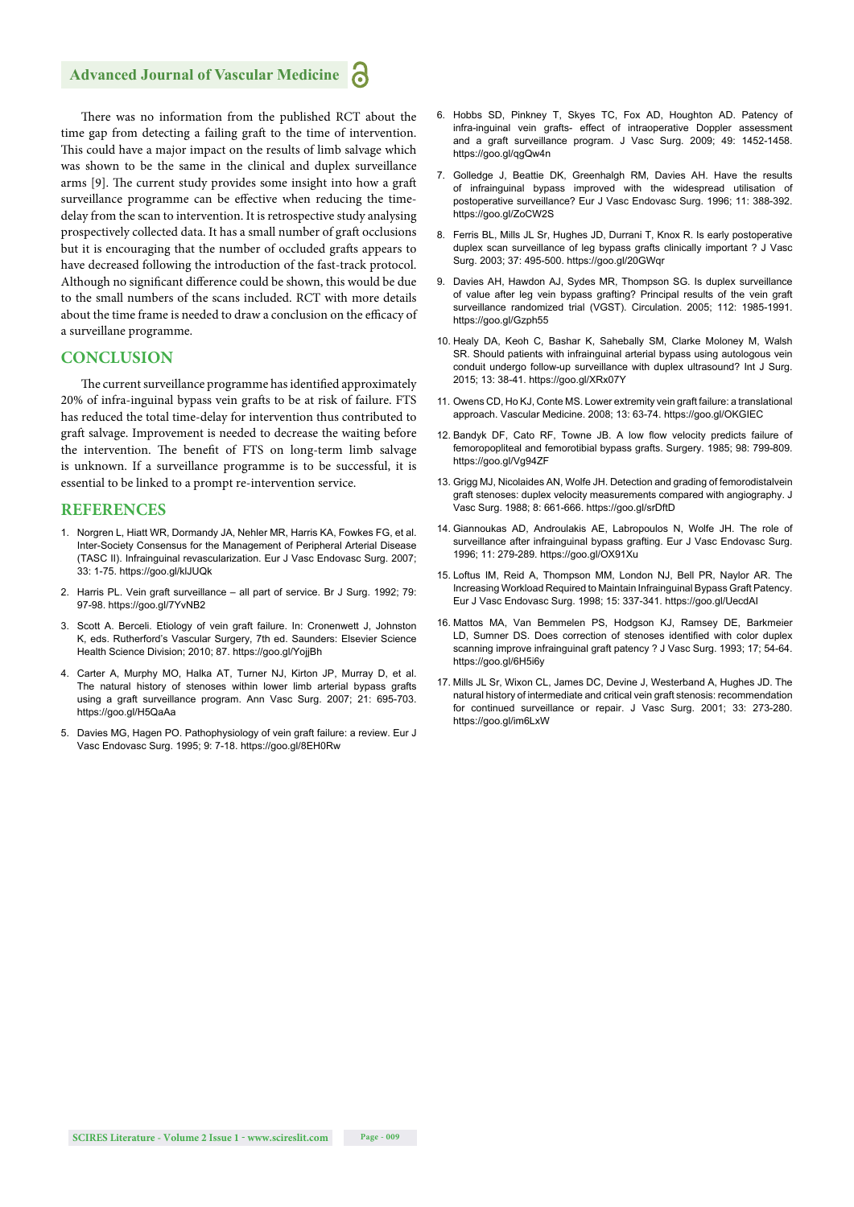There was no information from the published RCT about the time gap from detecting a failing graft to the time of intervention. This could have a major impact on the results of limb salvage which was shown to be the same in the clinical and duplex surveillance arms [9]. The current study provides some insight into how a graft surveillance programme can be effective when reducing the time-delay from the scan to intervention. It is retrospective study analysing prospectively collected data. It has a small number of graft occlusions but it is encouraging that the number of occluded grafts appears to have decreased following the introduction of the fast-track protocol. Although no significant difference could be shown, this would be due to the small numbers of the scans included. RCT with more details about the time frame is needed to draw a conclusion on the efficacy of a surveillane programme.

## CONCLUSION

The current surveillance programme has identified approximately 20% of infra-inguinal bypass vein grafts to be at risk of failure. FTS has reduced the total time-delay for intervention thus contributed to graft salvage. Improvement is needed to decrease the waiting before the intervention. The benefit of FTS on long-term limb salvage is unknown. If a surveillance programme is to be successful, it is essential to be linked to a prompt re-intervention service.

## REFERENCES

1. Norgren L, Hiatt WR, Dormandy JA, Nehler MR, Harris KA, Fowkes FG, et al. Inter-Society Consensus for the Management of Peripheral Arterial Disease (TASC II). Infrainguinal revascularization. Eur J Vasc Endovasc Surg. 2007; 33: 1-75. https://goo.gl/klJUQk
2. Harris PL. Vein graft surveillance – all part of service. Br J Surg. 1992; 79: 97-98. https://goo.gl/7YvNB2
3. Scott A. Berceli. Etiology of vein graft failure. In: Cronenwett J, Johnston K, eds. Rutherford's Vascular Surgery, 7th ed. Saunders: Elsevier Science Health Science Division; 2010; 87. https://goo.gl/YojjBh
4. Carter A, Murphy MO, Halka AT, Turner NJ, Kirton JP, Murray D, et al. The natural history of stenoses within lower limb arterial bypass grafts using a graft surveillance program. Ann Vasc Surg. 2007; 21: 695-703. https://goo.gl/H5QaAa
5. Davies MG, Hagen PO. Pathophysiology of vein graft failure: a review. Eur J Vasc Endovasc Surg. 1995; 9: 7-18. https://goo.gl/8EH0Rw
6. Hobbs SD, Pinkney T, Skyes TC, Fox AD, Houghton AD. Patency of infra-inguinal vein grafts- effect of intraoperative Doppler assessment and a graft surveillance program. J Vasc Surg. 2009; 49: 1452-1458. https://goo.gl/qgQw4n
7. Golledge J, Beattie DK, Greenhalgh RM, Davies AH. Have the results of infrainguinal bypass improved with the widespread utilisation of postoperative surveillance? Eur J Vasc Endovasc Surg. 1996; 11: 388-392. https://goo.gl/ZoCW2S
8. Ferris BL, Mills JL Sr, Hughes JD, Durrani T, Knox R. Is early postoperative duplex scan surveillance of leg bypass grafts clinically important ? J Vasc Surg. 2003; 37: 495-500. https://goo.gl/20GWqr
9. Davies AH, Hawdon AJ, Sydes MR, Thompson SG. Is duplex surveillance of value after leg vein bypass grafting? Principal results of the vein graft surveillance randomized trial (VGST). Circulation. 2005; 112: 1985-1991. https://goo.gl/Gzph55
10. Healy DA, Keoh C, Bashar K, Sahebally SM, Clarke Moloney M, Walsh SR. Should patients with infrainguinal arterial bypass using autologous vein conduit undergo follow-up surveillance with duplex ultrasound? Int J Surg. 2015; 13: 38-41. https://goo.gl/XRx07Y
11. Owens CD, Ho KJ, Conte MS. Lower extremity vein graft failure: a translational approach. Vascular Medicine. 2008; 13: 63-74. https://goo.gl/OKGIEC
12. Bandyk DF, Cato RF, Towne JB. A low flow velocity predicts failure of femoropopliteal and femorotibial bypass grafts. Surgery. 1985; 98: 799-809. https://goo.gl/Vg94ZF
13. Grigg MJ, Nicolaides AN, Wolfe JH. Detection and grading of femorodistalvein graft stenoses: duplex velocity measurements compared with angiography. J Vasc Surg. 1988; 8: 661-666. https://goo.gl/srDftD
14. Giannoukas AD, Androulakis AE, Labropoulos N, Wolfe JH. The role of surveillance after infrainguinal bypass grafting. Eur J Vasc Endovasc Surg. 1996; 11: 279-289. https://goo.gl/OX91Xu
15. Loftus IM, Reid A, Thompson MM, London NJ, Bell PR, Naylor AR. The Increasing Workload Required to Maintain Infrainguinal Bypass Graft Patency. Eur J Vasc Endovasc Surg. 1998; 15: 337-341. https://goo.gl/UecdAl
16. Mattos MA, Van Bemmelen PS, Hodgson KJ, Ramsey DE, Barkmeier LD, Sumner DS. Does correction of stenoses identified with color duplex scanning improve infrainguinal graft patency ? J Vasc Surg. 1993; 17; 54-64. https://goo.gl/6H5i6y
17. Mills JL Sr, Wixon CL, James DC, Devine J, Westerband A, Hughes JD. The natural history of intermediate and critical vein graft stenosis: recommendation for continued surveillance or repair. J Vasc Surg. 2001; 33: 273-280. https://goo.gl/im6LxW